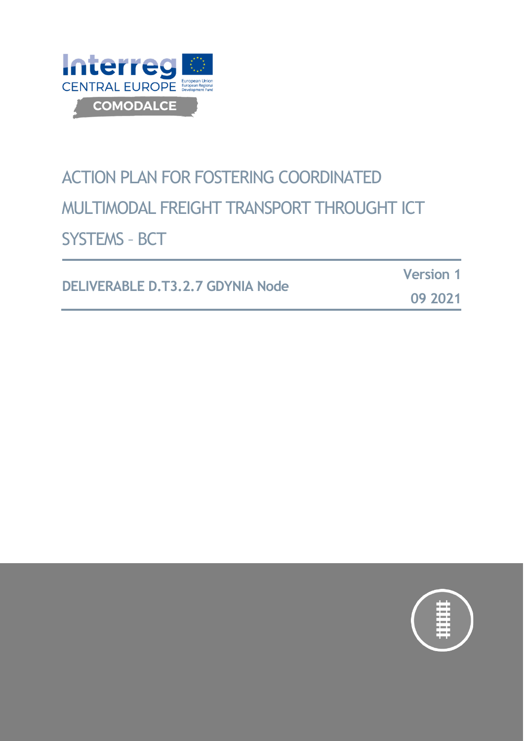Interreg CENTRAL EUROPE

European Union
European Regional Development Fund

COMODALCE

# ACTION PLAN FOR FOSTERING COORDINATED MULTIMODAL FREIGHT TRANSPORT THROUGHT ICT SYSTEMS – BCT

**DELIVERABLE D.T3.2.7 GDYNIA Node**

**Version 1**

**09 2021**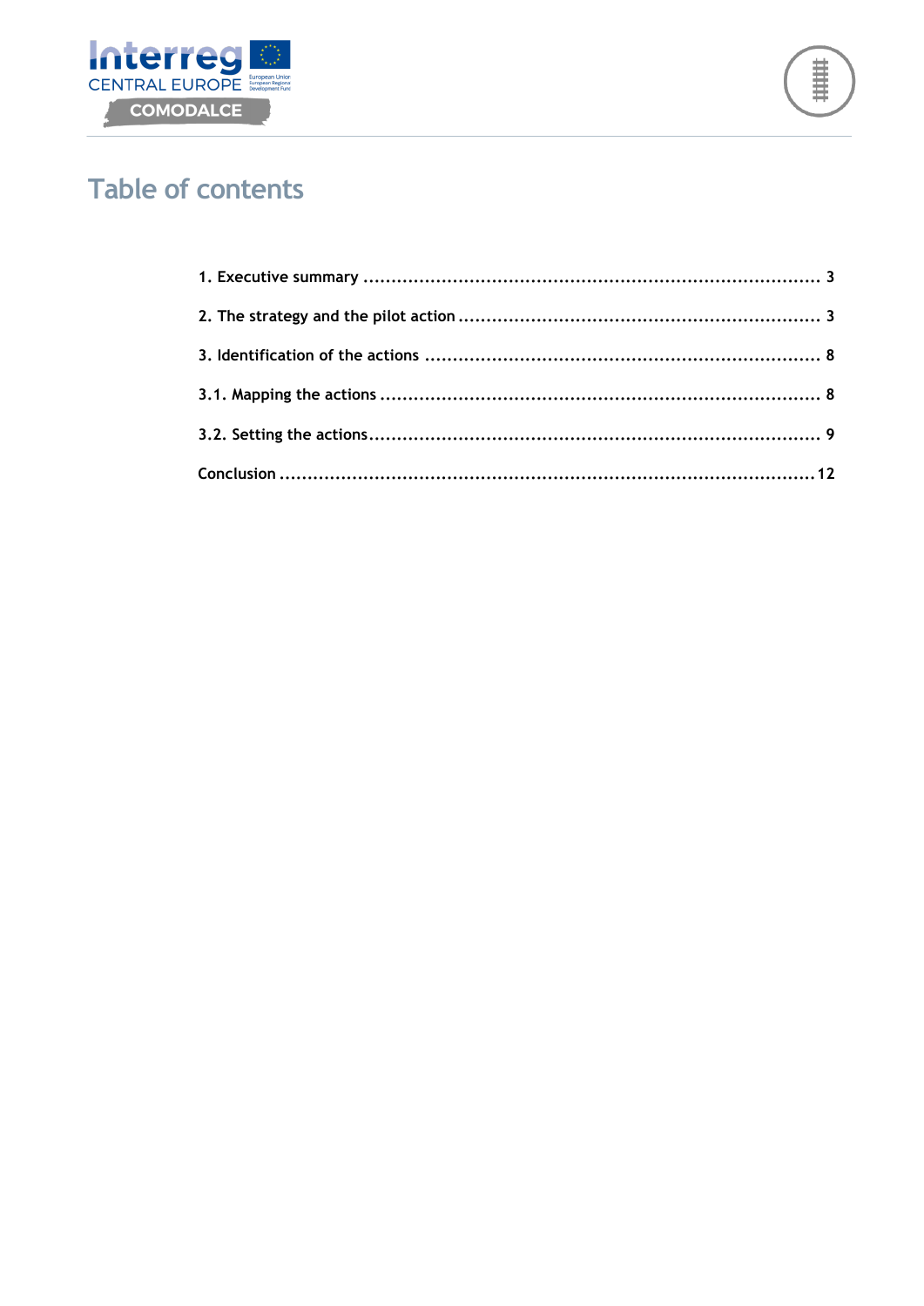# Table of contents

1. Executive summary ........................................................................ 3

2. The strategy and the pilot action ........................................................ 3

3. Identification of the actions ............................................................ 8

3.1. Mapping the actions ..................................................................... 8

3.2. Setting the actions ...................................................................... 9

Conclusion ..................................................................................... 12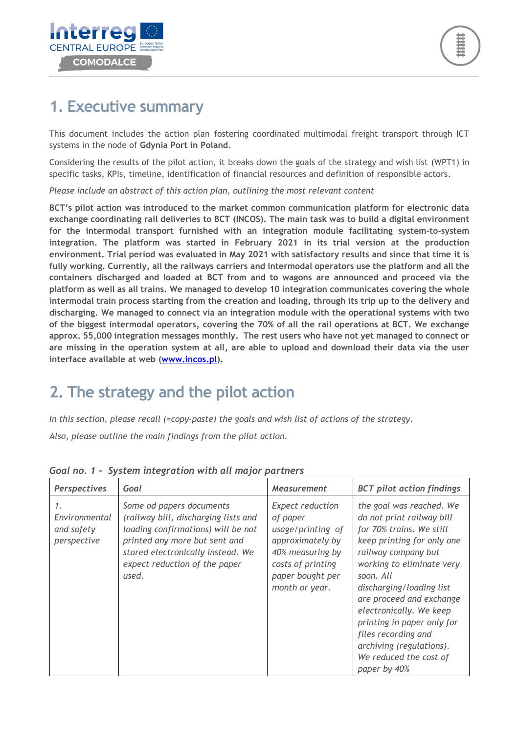# 1. Executive summary

This document includes the action plan fostering coordinated multimodal freight transport through ICT systems in the node of **Gdynia Port in Poland**.

Considering the results of the pilot action, it breaks down the goals of the strategy and wish list (WPT1) in specific tasks, KPIs, timeline, identification of financial resources and definition of responsible actors.

*Please include an abstract of this action plan, outlining the most relevant content*

**BCT's pilot action was introduced to the market common communication platform for electronic data exchange coordinating rail deliveries to BCT (INCOS). The main task was to build a digital environment for the intermodal transport furnished with an integration module facilitating system-to-system integration. The platform was started in February 2021 in its trial version at the production environment. Trial period was evaluated in May 2021 with satisfactory results and since that time it is fully working. Currently, all the railways carriers and intermodal operators use the platform and all the containers discharged and loaded at BCT from and to wagons are announced and proceed via the platform as well as all trains. We managed to develop 10 integration communicates covering the whole intermodal train process starting from the creation and loading, through its trip up to the delivery and discharging. We managed to connect via an integration module with the operational systems with two of the biggest intermodal operators, covering the 70% of all the rail operations at BCT. We exchange approx. 55,000 integration messages monthly. The rest users who have not yet managed to connect or are missing in the operation system at all, are able to upload and download their data via the user interface available at web (www.incos.pl).**

# 2. The strategy and the pilot action

*In this section, please recall (=copy-paste) the goals and wish list of actions of the strategy.*

*Also, please outline the main findings from the pilot action.*

*Goal no. 1 - System integration with all major partners*

| *Perspectives* | *Goal* | *Measurement* | *BCT pilot action findings* |
|---|---|---|---|
| *1. Environmental and safety perspective* | *Some od papers documents (railway bill, discharging lists and loading confirmations) will be not printed any more but sent and stored electronically instead. We expect reduction of the paper used.* | *Expect reduction of paper usage/printing of approximately by 40% measuring by costs of printing paper bought per month or year.* | *the goal was reached. We do not print railway bill for 70% trains. We still keep printing for only one railway company but working to eliminate very soon. All discharging/loading list are proceed and exchange electronically. We keep printing in paper only for files recording and archiving (regulations). We reduced the cost of paper by 40%* |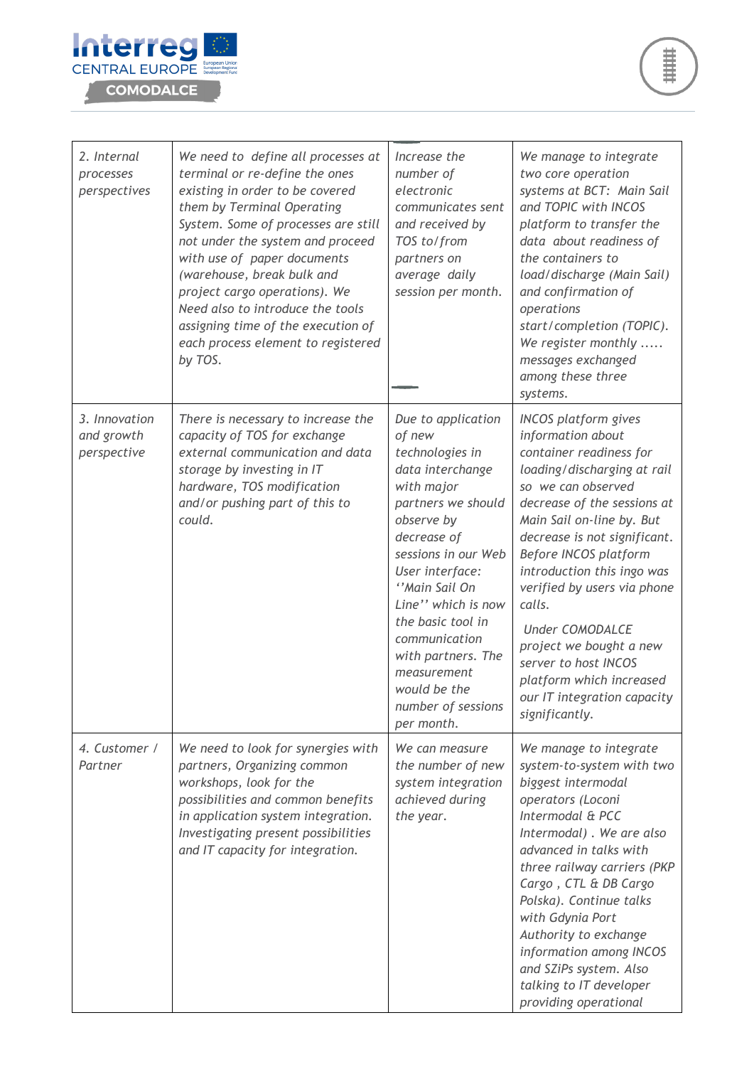| 2. Internal processes perspectives | We need to define all processes at terminal or re-define the ones existing in order to be covered them by Terminal Operating System. Some of processes are still not under the system and proceed with use of paper documents (warehouse, break bulk and project cargo operations). We Need also to introduce the tools assigning time of the execution of each process element to registered by TOS. | Increase the number of electronic communicates sent and received by TOS to/from partners on average daily session per month. | We manage to integrate two core operation systems at BCT: Main Sail and TOPIC with INCOS platform to transfer the data about readiness of the containers to load/discharge (Main Sail) and confirmation of operations start/completion (TOPIC). We register monthly ..... messages exchanged among these three systems. |
|---|---|---|---|
| 3. Innovation and growth perspective | There is necessary to increase the capacity of TOS for exchange external communication and data storage by investing in IT hardware, TOS modification and/or pushing part of this to could. | Due to application of new technologies in data interchange with major partners we should observe by decrease of sessions in our Web User interface: ''Main Sail On Line'' which is now the basic tool in communication with partners. The measurement would be the number of sessions per month. | INCOS platform gives information about container readiness for loading/discharging at rail so we can observed decrease of the sessions at Main Sail on-line by. But decrease is not significant. Before INCOS platform introduction this ingo was verified by users via phone calls.<br><br>Under COMODALCE project we bought a new server to host INCOS platform which increased our IT integration capacity significantly. |
| 4. Customer / Partner | We need to look for synergies with partners, Organizing common workshops, look for the possibilities and common benefits in application system integration. Investigating present possibilities and IT capacity for integration. | We can measure the number of new system integration achieved during the year. | We manage to integrate system-to-system with two biggest intermodal operators (Loconi Intermodal & PCC Intermodal) . We are also advanced in talks with three railway carriers (PKP Cargo , CTL & DB Cargo Polska). Continue talks with Gdynia Port Authority to exchange information among INCOS and SZiPs system. Also talking to IT developer providing operational |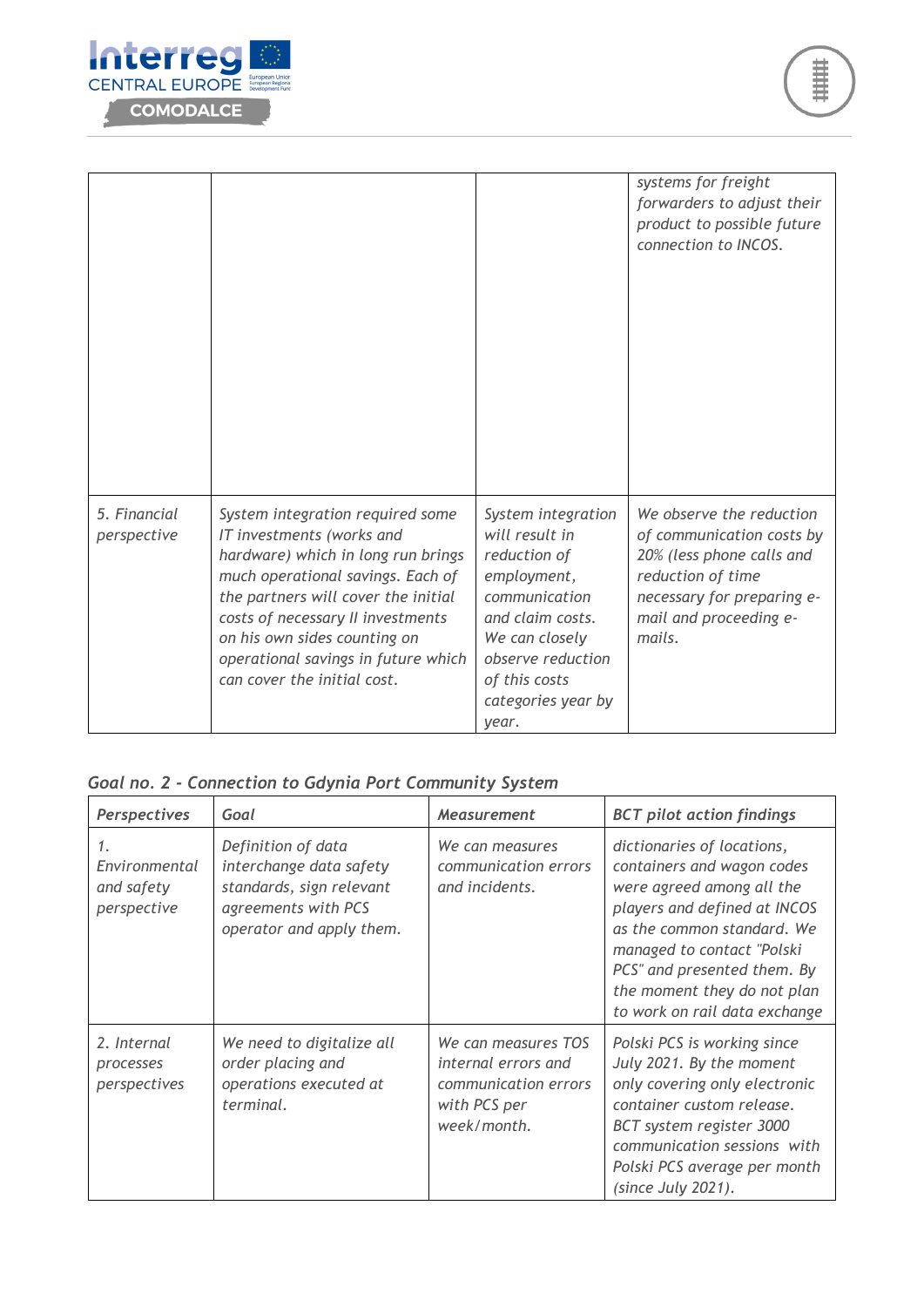| | | | |
|---|---|---|---|
| | | | *systems for freight forwarders to adjust their product to possible future connection to INCOS.* |
| *5. Financial perspective* | *System integration required some IT investments (works and hardware) which in long run brings much operational savings. Each of the partners will cover the initial costs of necessary II investments on his own sides counting on operational savings in future which can cover the initial cost.* | *System integration will result in reduction of employment, communication and claim costs. We can closely observe reduction of this costs categories year by year.* | *We observe the reduction of communication costs by 20% (less phone calls and reduction of time necessary for preparing e-mail and proceeding e-mails.* |

***Goal no. 2 - Connection to Gdynia Port Community System***

| *Perspectives* | *Goal* | *Measurement* | *BCT pilot action findings* |
|---|---|---|---|
| *1. Environmental and safety perspective* | *Definition of data interchange data safety standards, sign relevant agreements with PCS operator and apply them.* | *We can measures communication errors and incidents.* | *dictionaries of locations, containers and wagon codes were agreed among all the players and defined at INCOS as the common standard. We managed to contact "Polski PCS" and presented them. By the moment they do not plan to work on rail data exchange* |
| *2. Internal processes perspectives* | *We need to digitalize all order placing and operations executed at terminal.* | *We can measures TOS internal errors and communication errors with PCS per week/month.* | *Polski PCS is working since July 2021. By the moment only covering only electronic container custom release. BCT system register 3000 communication sessions with Polski PCS average per month (since July 2021).* |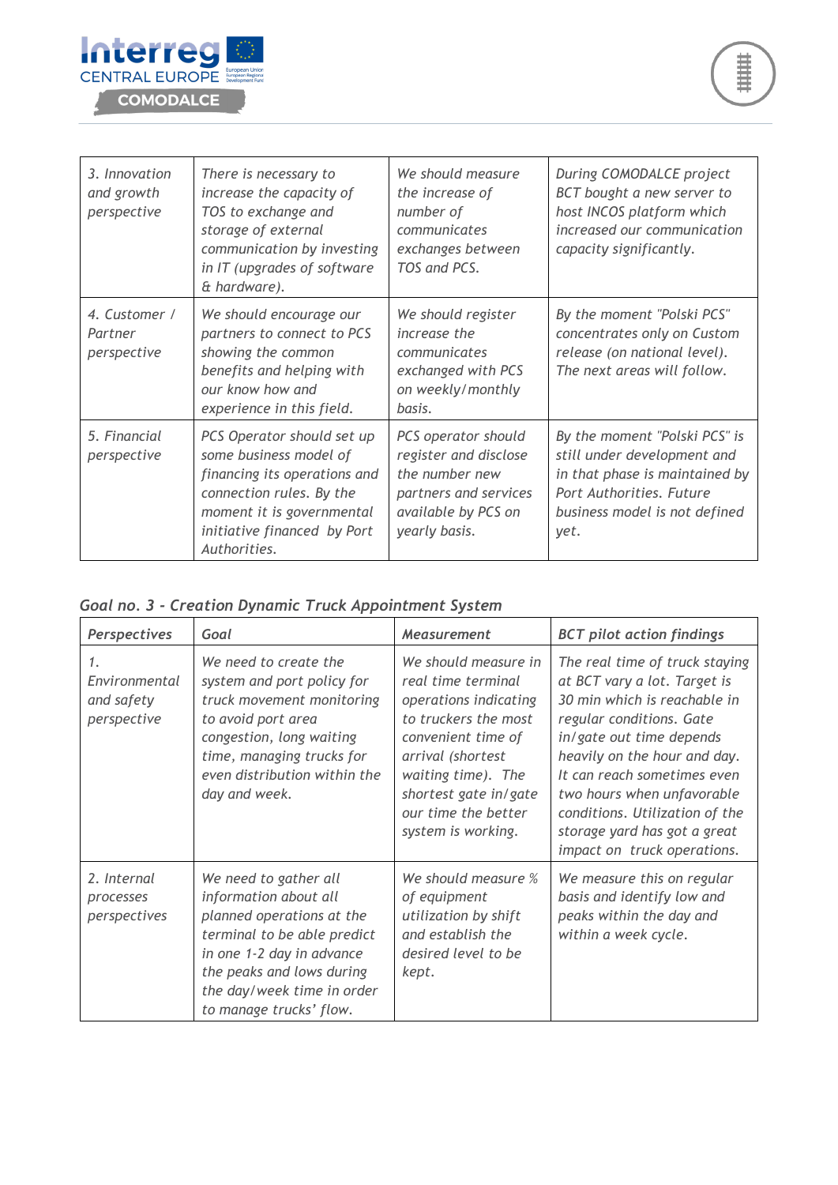| | | | |
|---|---|---|---|
| *3. Innovation and growth perspective* | *There is necessary to increase the capacity of TOS to exchange and storage of external communication by investing in IT (upgrades of software & hardware).* | *We should measure the increase of number of communicates exchanges between TOS and PCS.* | *During COMODALCE project BCT bought a new server to host INCOS platform which increased our communication capacity significantly.* |
| *4. Customer / Partner perspective* | *We should encourage our partners to connect to PCS showing the common benefits and helping with our know how and experience in this field.* | *We should register increase the communicates exchanged with PCS on weekly/monthly basis.* | *By the moment "Polski PCS" concentrates only on Custom release (on national level). The next areas will follow.* |
| *5. Financial perspective* | *PCS Operator should set up some business model of financing its operations and connection rules. By the moment it is governmental initiative financed by Port Authorities.* | *PCS operator should register and disclose the number new partners and services available by PCS on yearly basis.* | *By the moment "Polski PCS" is still under development and in that phase is maintained by Port Authorities. Future business model is not defined yet.* |

*Goal no. 3 - Creation Dynamic Truck Appointment System*

| *Perspectives* | *Goal* | *Measurement* | *BCT pilot action findings* |
|---|---|---|---|
| *1. Environmental and safety perspective* | *We need to create the system and port policy for truck movement monitoring to avoid port area congestion, long waiting time, managing trucks for even distribution within the day and week.* | *We should measure in real time terminal operations indicating to truckers the most convenient time of arrival (shortest waiting time). The shortest gate in/gate our time the better system is working.* | *The real time of truck staying at BCT vary a lot. Target is 30 min which is reachable in regular conditions. Gate in/gate out time depends heavily on the hour and day. It can reach sometimes even two hours when unfavorable conditions. Utilization of the storage yard has got a great impact on truck operations.* |
| *2. Internal processes perspectives* | *We need to gather all information about all planned operations at the terminal to be able predict in one 1-2 day in advance the peaks and lows during the day/week time in order to manage trucks' flow.* | *We should measure % of equipment utilization by shift and establish the desired level to be kept.* | *We measure this on regular basis and identify low and peaks within the day and within a week cycle.* |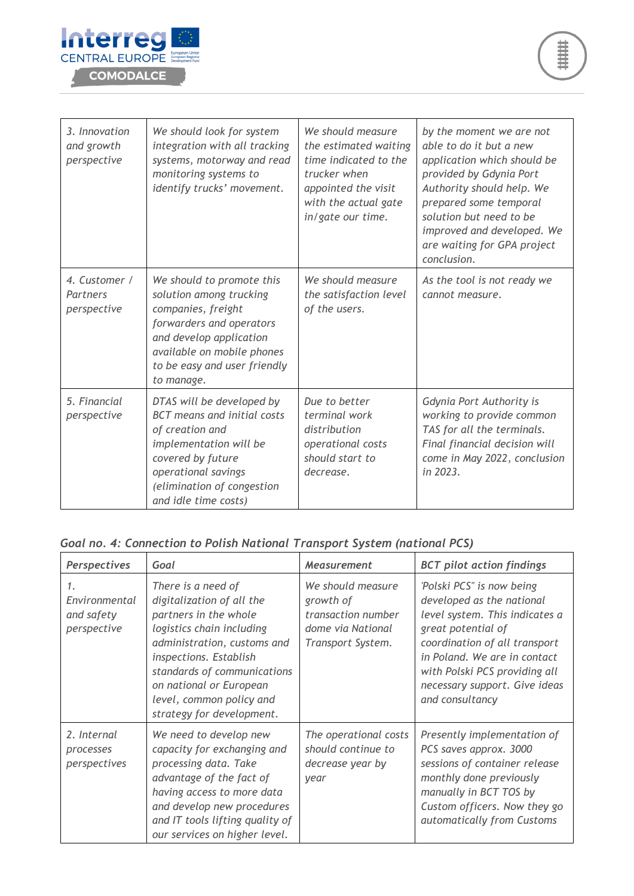| 3. Innovation and growth perspective | We should look for system integration with all tracking systems, motorway and read monitoring systems to identify trucks' movement. | We should measure the estimated waiting time indicated to the trucker when appointed the visit with the actual gate in/gate our time. | by the moment we are not able to do it but a new application which should be provided by Gdynia Port Authority should help. We prepared some temporal solution but need to be improved and developed. We are waiting for GPA project conclusion. |
|---|---|---|---|
| 4. Customer / Partners perspective | We should to promote this solution among trucking companies, freight forwarders and operators and develop application available on mobile phones to be easy and user friendly to manage. | We should measure the satisfaction level of the users. | As the tool is not ready we cannot measure. |
| 5. Financial perspective | DTAS will be developed by BCT means and initial costs of creation and implementation will be covered by future operational savings (elimination of congestion and idle time costs) | Due to better terminal work distribution operational costs should start to decrease. | Gdynia Port Authority is working to provide common TAS for all the terminals. Final financial decision will come in May 2022, conclusion in 2023. |

*Goal no. 4: Connection to Polish National Transport System (national PCS)*

| *Perspectives* | *Goal* | *Measurement* | *BCT pilot action findings* |
|---|---|---|---|
| 1. Environmental and safety perspective | There is a need of digitalization of all the partners in the whole logistics chain including administration, customs and inspections. Establish standards of communications on national or European level, common policy and strategy for development. | We should measure growth of transaction number dome via National Transport System. | 'Polski PCS" is now being developed as the national level system. This indicates a great potential of coordination of all transport in Poland. We are in contact with Polski PCS providing all necessary support. Give ideas and consultancy |
| 2. Internal processes perspectives | We need to develop new capacity for exchanging and processing data. Take advantage of the fact of having access to more data and develop new procedures and IT tools lifting quality of our services on higher level. | The operational costs should continue to decrease year by year | Presently implementation of PCS saves approx. 3000 sessions of container release monthly done previously manually in BCT TOS by Custom officers. Now they go automatically from Customs |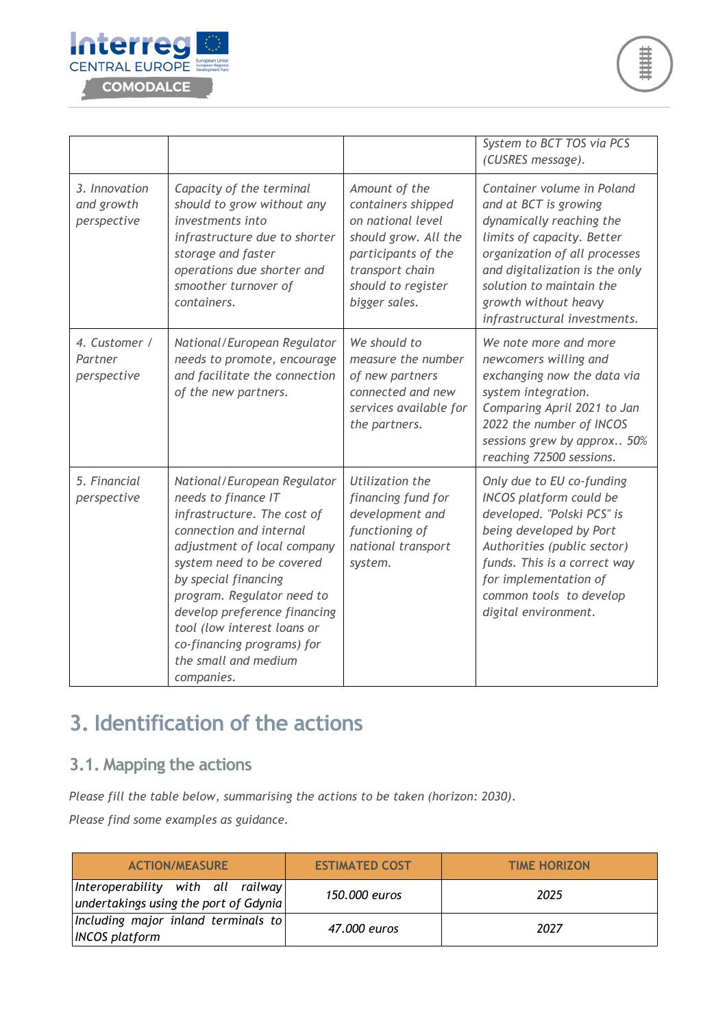| | | | *System to BCT TOS via PCS (CUSRES message).* |
|---|---|---|---|
| *3. Innovation and growth perspective* | *Capacity of the terminal should to grow without any investments into infrastructure due to shorter storage and faster operations due shorter and smoother turnover of containers.* | *Amount of the containers shipped on national level should grow. All the participants of the transport chain should to register bigger sales.* | *Container volume in Poland and at BCT is growing dynamically reaching the limits of capacity. Better organization of all processes and digitalization is the only solution to maintain the growth without heavy infrastructural investments.* |
| *4. Customer / Partner perspective* | *National/European Regulator needs to promote, encourage and facilitate the connection of the new partners.* | *We should to measure the number of new partners connected and new services available for the partners.* | *We note more and more newcomers willing and exchanging now the data via system integration. Comparing April 2021 to Jan 2022 the number of INCOS sessions grew by approx.. 50% reaching 72500 sessions.* |
| *5. Financial perspective* | *National/European Regulator needs to finance IT infrastructure. The cost of connection and internal adjustment of local company system need to be covered by special financing program. Regulator need to develop preference financing tool (low interest loans or co-financing programs) for the small and medium companies.* | *Utilization the financing fund for development and functioning of national transport system.* | *Only due to EU co-funding INCOS platform could be developed. "Polski PCS" is being developed by Port Authorities (public sector) funds. This is a correct way for implementation of common tools to develop digital environment.* |

# 3. Identification of the actions

## 3.1. Mapping the actions

*Please fill the table below, summarising the actions to be taken (horizon: 2030).*

*Please find some examples as guidance.*

| ACTION/MEASURE | ESTIMATED COST | TIME HORIZON |
|---|---|---|
| *Interoperability with all railway undertakings using the port of Gdynia* | *150.000 euros* | *2025* |
| *Including major inland terminals to INCOS platform* | *47.000 euros* | *2027* |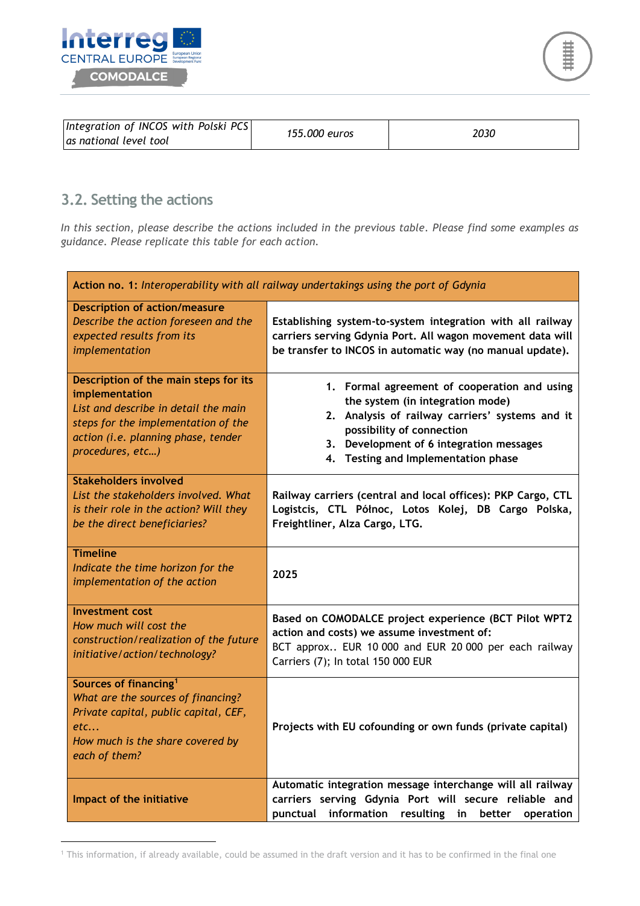| *Integration of INCOS with Polski PCS as national level tool* | *155.000 euros* | *2030* |
|---|---|---|

## 3.2. Setting the actions

*In this section, please describe the actions included in the previous table. Please find some examples as guidance. Please replicate this table for each action.*

| **Action no. 1:** *Interoperability with all railway undertakings using the port of Gdynia* | |
|---|---|
| **Description of action/measure** *Describe the action foreseen and the expected results from its implementation* | **Establishing system-to-system integration with all railway carriers serving Gdynia Port. All wagon movement data will be transfer to INCOS in automatic way (no manual update).** |
| **Description of the main steps for its implementation** *List and describe in detail the main steps for the implementation of the action (i.e. planning phase, tender procedures, etc…)* | **1. Formal agreement of cooperation and using the system (in integration mode)** **2. Analysis of railway carriers' systems and it possibility of connection** **3. Development of 6 integration messages** **4. Testing and Implementation phase** |
| **Stakeholders involved** *List the stakeholders involved. What is their role in the action? Will they be the direct beneficiaries?* | **Railway carriers (central and local offices): PKP Cargo, CTL Logistcis, CTL Północ, Lotos Kolej, DB Cargo Polska, Freightliner, Alza Cargo, LTG.** |
| **Timeline** *Indicate the time horizon for the implementation of the action* | **2025** |
| **Investment cost** *How much will cost the construction/realization of the future initiative/action/technology?* | **Based on COMODALCE project experience (BCT Pilot WPT2 action and costs) we assume investment of:** BCT approx.. EUR 10 000 and EUR 20 000 per each railway Carriers (7); In total 150 000 EUR |
| **Sources of financing**[1] *What are the sources of financing? Private capital, public capital, CEF, etc...* *How much is the share covered by each of them?* | **Projects with EU cofounding or own funds (private capital)** |
| **Impact of the initiative** | **Automatic integration message interchange will all railway carriers serving Gdynia Port will secure reliable and punctual information resulting in better operation** |

[1] This information, if already available, could be assumed in the draft version and it has to be confirmed in the final one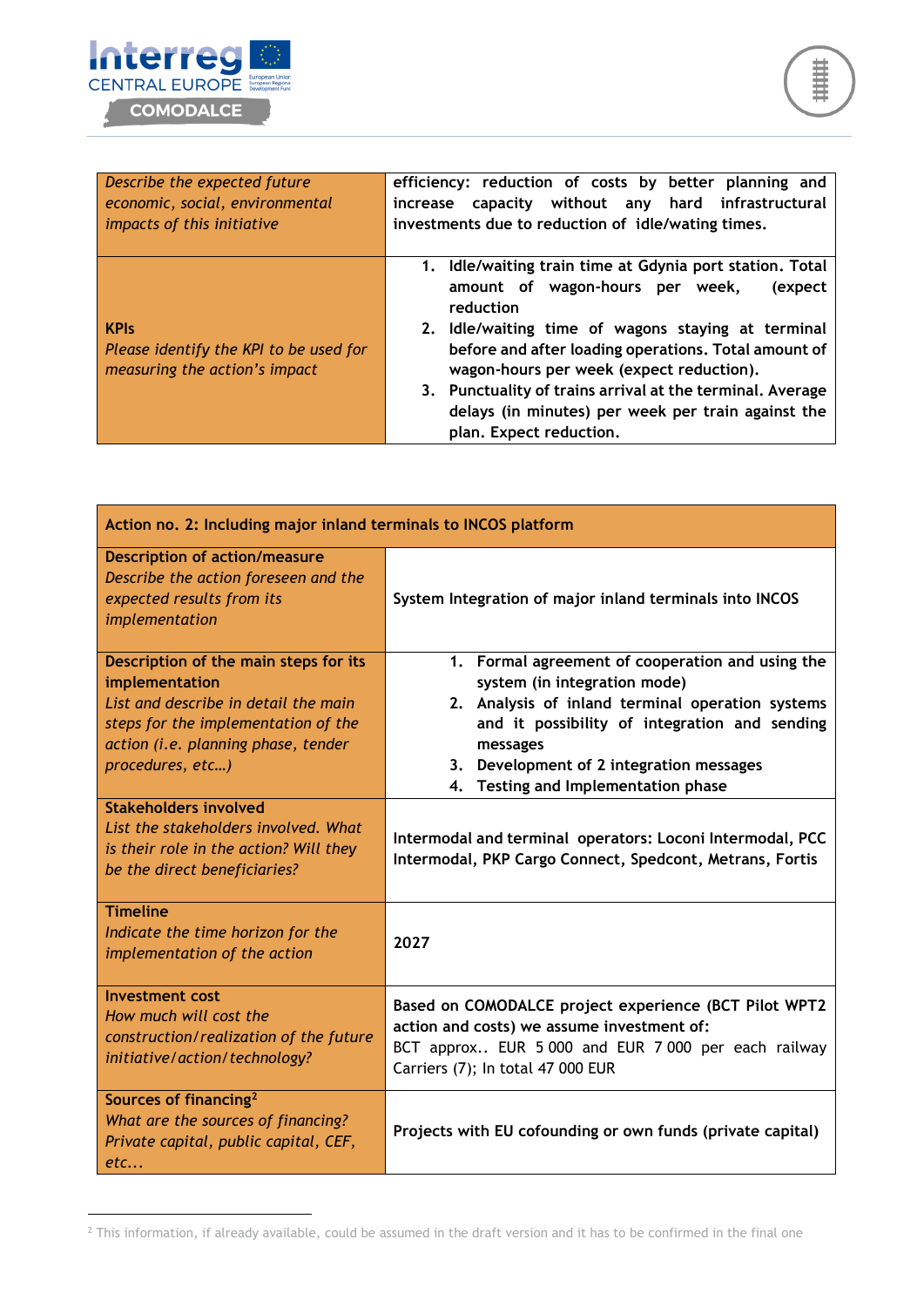| *Describe the expected future economic, social, environmental impacts of this initiative* | **efficiency: reduction of costs by better planning and increase capacity without any hard infrastructural investments due to reduction of idle/wating times.** |
|---|---|
| **KPIs**<br>*Please identify the KPI to be used for measuring the action's impact* | **1. Idle/waiting train time at Gdynia port station. Total amount of wagon-hours per week, (expect reduction**<br>**2. Idle/waiting time of wagons staying at terminal before and after loading operations. Total amount of wagon-hours per week (expect reduction).**<br>**3. Punctuality of trains arrival at the terminal. Average delays (in minutes) per week per train against the plan. Expect reduction.** |

| **Action no. 2: Including major inland terminals to INCOS platform** | |
|---|---|
| **Description of action/measure**<br>*Describe the action foreseen and the expected results from its implementation* | System Integration of major inland terminals into INCOS |
| **Description of the main steps for its implementation**<br>*List and describe in detail the main steps for the implementation of the action (i.e. planning phase, tender procedures, etc…)* | 1. Formal agreement of cooperation and using the system (in integration mode)<br>2. Analysis of inland terminal operation systems and it possibility of integration and sending messages<br>3. Development of 2 integration messages<br>4. Testing and Implementation phase |
| **Stakeholders involved**<br>*List the stakeholders involved. What is their role in the action? Will they be the direct beneficiaries?* | Intermodal and terminal operators: Loconi Intermodal, PCC Intermodal, PKP Cargo Connect, Spedcont, Metrans, Fortis |
| **Timeline**<br>*Indicate the time horizon for the implementation of the action* | 2027 |
| **Investment cost**<br>*How much will cost the construction/realization of the future initiative/action/technology?* | Based on COMODALCE project experience (BCT Pilot WPT2 action and costs) we assume investment of:<br>BCT approx.. EUR 5 000 and EUR 7 000 per each railway Carriers (7); In total 47 000 EUR |
| **Sources of financing**[2]<br>*What are the sources of financing? Private capital, public capital, CEF, etc…* | Projects with EU cofounding or own funds (private capital) |

[2] This information, if already available, could be assumed in the draft version and it has to be confirmed in the final one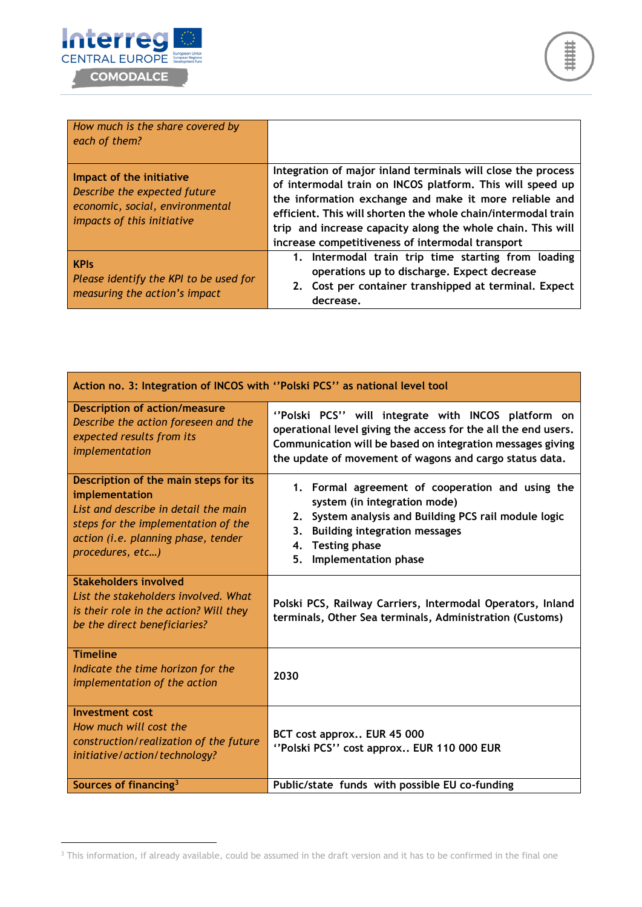| | |
|---|---|
| *How much is the share covered by each of them?* | |
| **Impact of the initiative**<br>*Describe the expected future economic, social, environmental impacts of this initiative* | Integration of major inland terminals will close the process of intermodal train on INCOS platform. This will speed up the information exchange and make it more reliable and efficient. This will shorten the whole chain/intermodal train trip and increase capacity along the whole chain. This will increase competitiveness of intermodal transport |
| **KPIs**<br>*Please identify the KPI to be used for measuring the action's impact* | 1. Intermodal train trip time starting from loading operations up to discharge. Expect decrease<br>2. Cost per container transhipped at terminal. Expect decrease. |

| **Action no. 3: Integration of INCOS with ''Polski PCS'' as national level tool** | |
|---|---|
| **Description of action/measure**<br>*Describe the action foreseen and the expected results from its implementation* | ''Polski PCS'' will integrate with INCOS platform on operational level giving the access for the all the end users. Communication will be based on integration messages giving the update of movement of wagons and cargo status data. |
| **Description of the main steps for its implementation**<br>*List and describe in detail the main steps for the implementation of the action (i.e. planning phase, tender procedures, etc…)* | 1. Formal agreement of cooperation and using the system (in integration mode)<br>2. System analysis and Building PCS rail module logic<br>3. Building integration messages<br>4. Testing phase<br>5. Implementation phase |
| **Stakeholders involved**<br>*List the stakeholders involved. What is their role in the action? Will they be the direct beneficiaries?* | Polski PCS, Railway Carriers, Intermodal Operators, Inland terminals, Other Sea terminals, Administration (Customs) |
| **Timeline**<br>*Indicate the time horizon for the implementation of the action* | 2030 |
| **Investment cost**<br>*How much will cost the construction/realization of the future initiative/action/technology?* | BCT cost approx.. EUR 45 000<br>''Polski PCS'' cost approx.. EUR 110 000 EUR |
| **Sources of financing**[3] | Public/state funds with possible EU co-funding |

[3] This information, if already available, could be assumed in the draft version and it has to be confirmed in the final one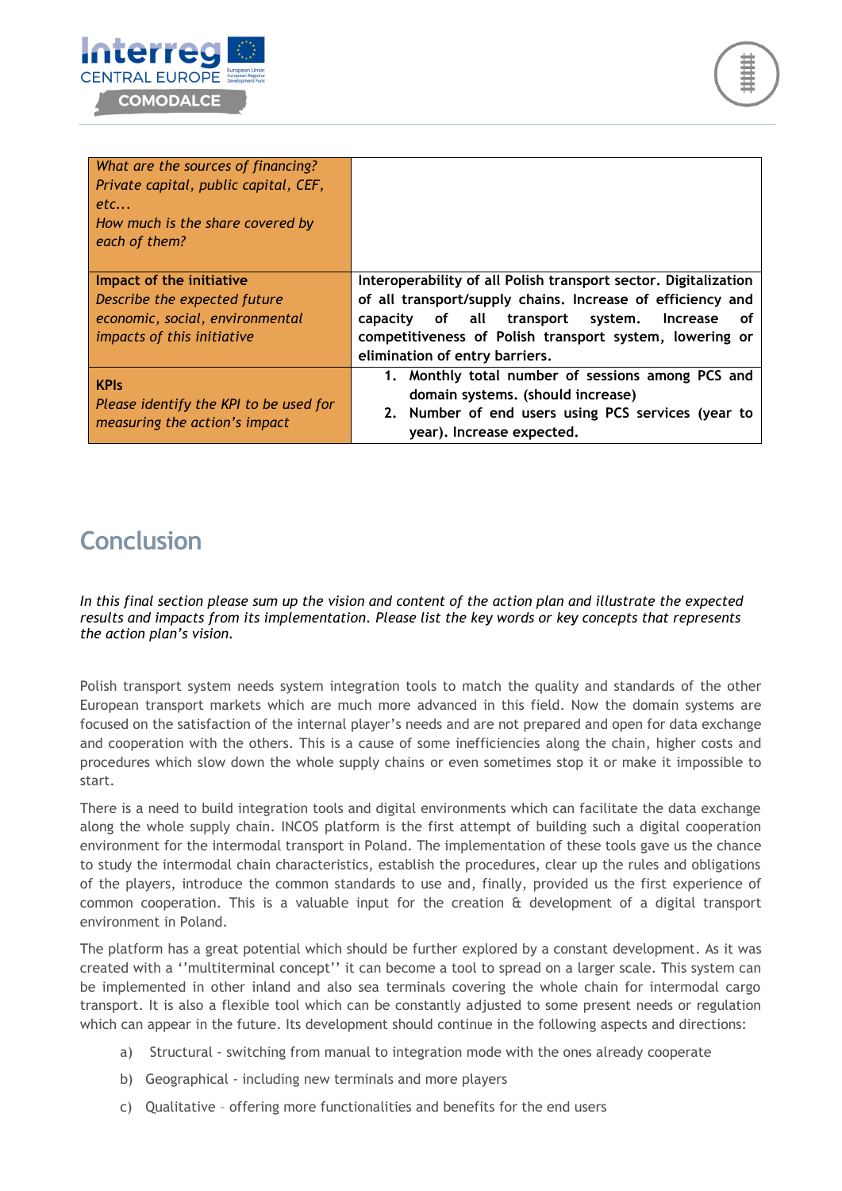| | |
|---|---|
| *What are the sources of financing? Private capital, public capital, CEF, etc...*<br>*How much is the share covered by each of them?* | |
| **Impact of the initiative**<br>*Describe the expected future economic, social, environmental impacts of this initiative* | **Interoperability of all Polish transport sector. Digitalization of all transport/supply chains. Increase of efficiency and capacity of all transport system. Increase of competitiveness of Polish transport system, lowering or elimination of entry barriers.** |
| **KPIs**<br>*Please identify the KPI to be used for measuring the action's impact* | **1. Monthly total number of sessions among PCS and domain systems. (should increase)**<br>**2. Number of end users using PCS services (year to year). Increase expected.** |

## Conclusion

*In this final section please sum up the vision and content of the action plan and illustrate the expected results and impacts from its implementation. Please list the key words or key concepts that represents the action plan's vision.*

Polish transport system needs system integration tools to match the quality and standards of the other European transport markets which are much more advanced in this field. Now the domain systems are focused on the satisfaction of the internal player's needs and are not prepared and open for data exchange and cooperation with the others. This is a cause of some inefficiencies along the chain, higher costs and procedures which slow down the whole supply chains or even sometimes stop it or make it impossible to start.

There is a need to build integration tools and digital environments which can facilitate the data exchange along the whole supply chain. INCOS platform is the first attempt of building such a digital cooperation environment for the intermodal transport in Poland. The implementation of these tools gave us the chance to study the intermodal chain characteristics, establish the procedures, clear up the rules and obligations of the players, introduce the common standards to use and, finally, provided us the first experience of common cooperation. This is a valuable input for the creation & development of a digital transport environment in Poland.

The platform has a great potential which should be further explored by a constant development. As it was created with a ''multiterminal concept'' it can become a tool to spread on a larger scale. This system can be implemented in other inland and also sea terminals covering the whole chain for intermodal cargo transport. It is also a flexible tool which can be constantly adjusted to some present needs or regulation which can appear in the future. Its development should continue in the following aspects and directions:

a) Structural - switching from manual to integration mode with the ones already cooperate

b) Geographical - including new terminals and more players

c) Qualitative – offering more functionalities and benefits for the end users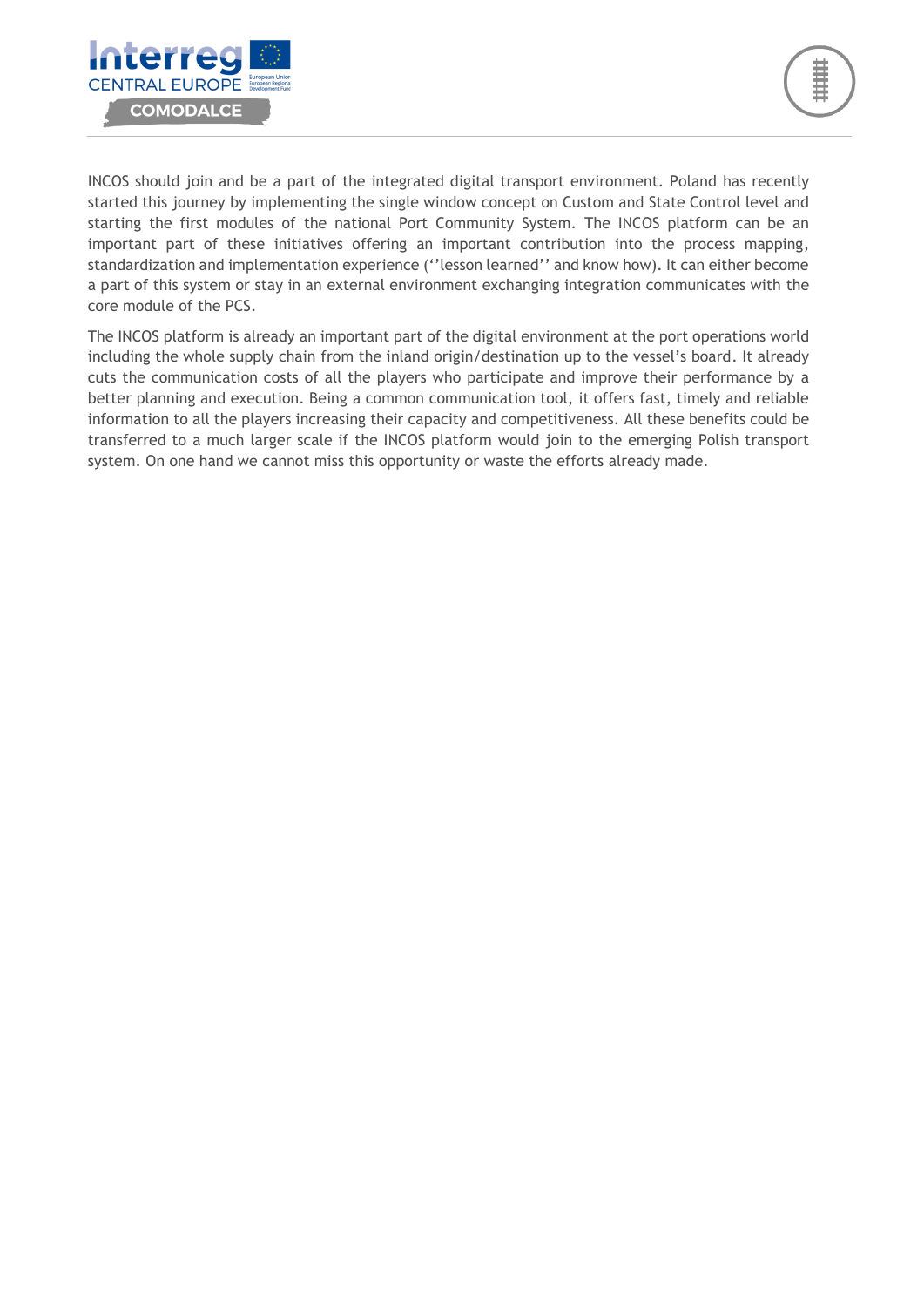INCOS should join and be a part of the integrated digital transport environment. Poland has recently started this journey by implementing the single window concept on Custom and State Control level and starting the first modules of the national Port Community System. The INCOS platform can be an important part of these initiatives offering an important contribution into the process mapping, standardization and implementation experience (''lesson learned'' and know how). It can either become a part of this system or stay in an external environment exchanging integration communicates with the core module of the PCS.

The INCOS platform is already an important part of the digital environment at the port operations world including the whole supply chain from the inland origin/destination up to the vessel's board. It already cuts the communication costs of all the players who participate and improve their performance by a better planning and execution. Being a common communication tool, it offers fast, timely and reliable information to all the players increasing their capacity and competitiveness. All these benefits could be transferred to a much larger scale if the INCOS platform would join to the emerging Polish transport system. On one hand we cannot miss this opportunity or waste the efforts already made.